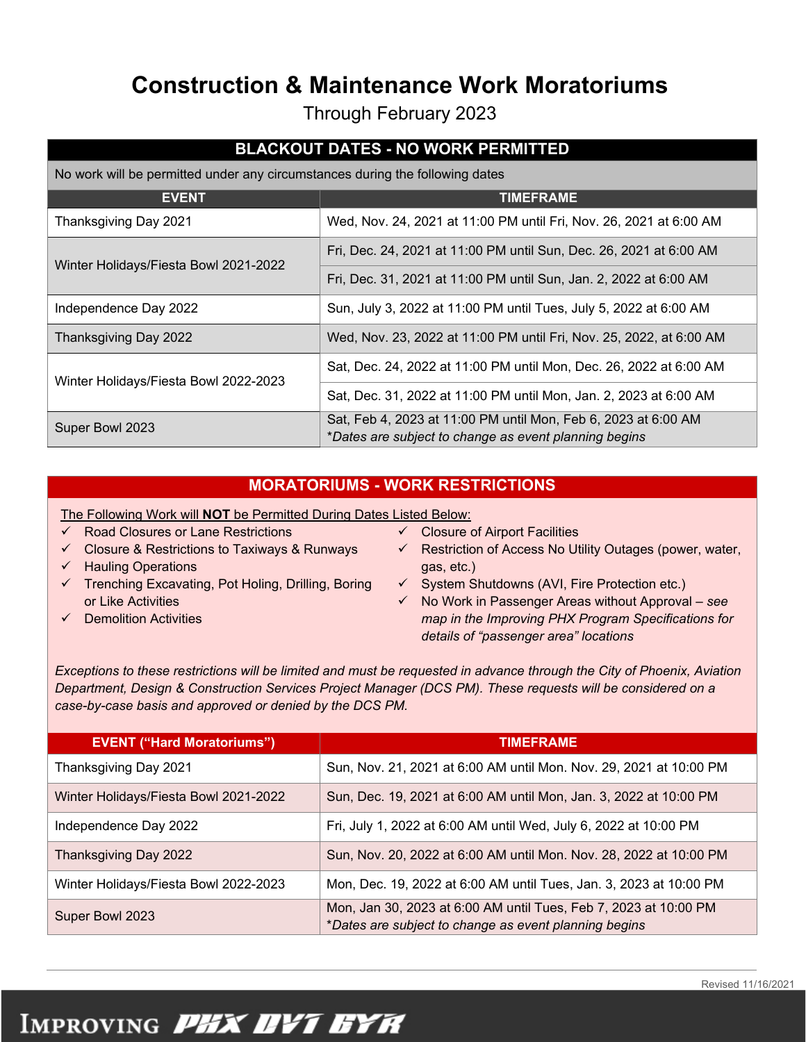# Construction & Maintenance Work Moratoriums

Through February 2023

## BLACKOUT DATES - NO WORK PERMITTED

No work will be permitted under any circumstances during the following dates

| EVENT | TIMEFRAME |
|---|---|
| Thanksgiving Day 2021 | Wed, Nov. 24, 2021 at 11:00 PM until Fri, Nov. 26, 2021 at 6:00 AM |
| Winter Holidays/Fiesta Bowl 2021-2022 | Fri, Dec. 24, 2021 at 11:00 PM until Sun, Dec. 26, 2021 at 6:00 AM |
| | Fri, Dec. 31, 2021 at 11:00 PM until Sun, Jan. 2, 2022 at 6:00 AM |
| Independence Day 2022 | Sun, July 3, 2022 at 11:00 PM until Tues, July 5, 2022 at 6:00 AM |
| Thanksgiving Day 2022 | Wed, Nov. 23, 2022 at 11:00 PM until Fri, Nov. 25, 2022, at 6:00 AM |
| Winter Holidays/Fiesta Bowl 2022-2023 | Sat, Dec. 24, 2022 at 11:00 PM until Mon, Dec. 26, 2022 at 6:00 AM |
| | Sat, Dec. 31, 2022 at 11:00 PM until Mon, Jan. 2, 2023 at 6:00 AM |
| Super Bowl 2023 | Sat, Feb 4, 2023 at 11:00 PM until Mon, Feb 6, 2023 at 6:00 AM *\*Dates are subject to change as event planning begins* |

## MORATORIUMS - WORK RESTRICTIONS

The Following Work will **NOT** be Permitted During Dates Listed Below:

- ✓ Road Closures or Lane Restrictions
- ✓ Closure & Restrictions to Taxiways & Runways
- ✓ Hauling Operations
- ✓ Trenching Excavating, Pot Holing, Drilling, Boring or Like Activities
- ✓ Demolition Activities
- ✓ Closure of Airport Facilities
- ✓ Restriction of Access No Utility Outages (power, water, gas, etc.)
- ✓ System Shutdowns (AVI, Fire Protection etc.)
- ✓ No Work in Passenger Areas without Approval – *see map in the Improving PHX Program Specifications for details of "passenger area" locations*

*Exceptions to these restrictions will be limited and must be requested in advance through the City of Phoenix, Aviation Department, Design & Construction Services Project Manager (DCS PM). These requests will be considered on a case-by-case basis and approved or denied by the DCS PM.*

| EVENT ("Hard Moratoriums") | TIMEFRAME |
|---|---|
| Thanksgiving Day 2021 | Sun, Nov. 21, 2021 at 6:00 AM until Mon. Nov. 29, 2021 at 10:00 PM |
| Winter Holidays/Fiesta Bowl 2021-2022 | Sun, Dec. 19, 2021 at 6:00 AM until Mon, Jan. 3, 2022 at 10:00 PM |
| Independence Day 2022 | Fri, July 1, 2022 at 6:00 AM until Wed, July 6, 2022 at 10:00 PM |
| Thanksgiving Day 2022 | Sun, Nov. 20, 2022 at 6:00 AM until Mon. Nov. 28, 2022 at 10:00 PM |
| Winter Holidays/Fiesta Bowl 2022-2023 | Mon, Dec. 19, 2022 at 6:00 AM until Tues, Jan. 3, 2023 at 10:00 PM |
| Super Bowl 2023 | Mon, Jan 30, 2023 at 6:00 AM until Tues, Feb 7, 2023 at 10:00 PM *\*Dates are subject to change as event planning begins* |

Revised 11/16/2021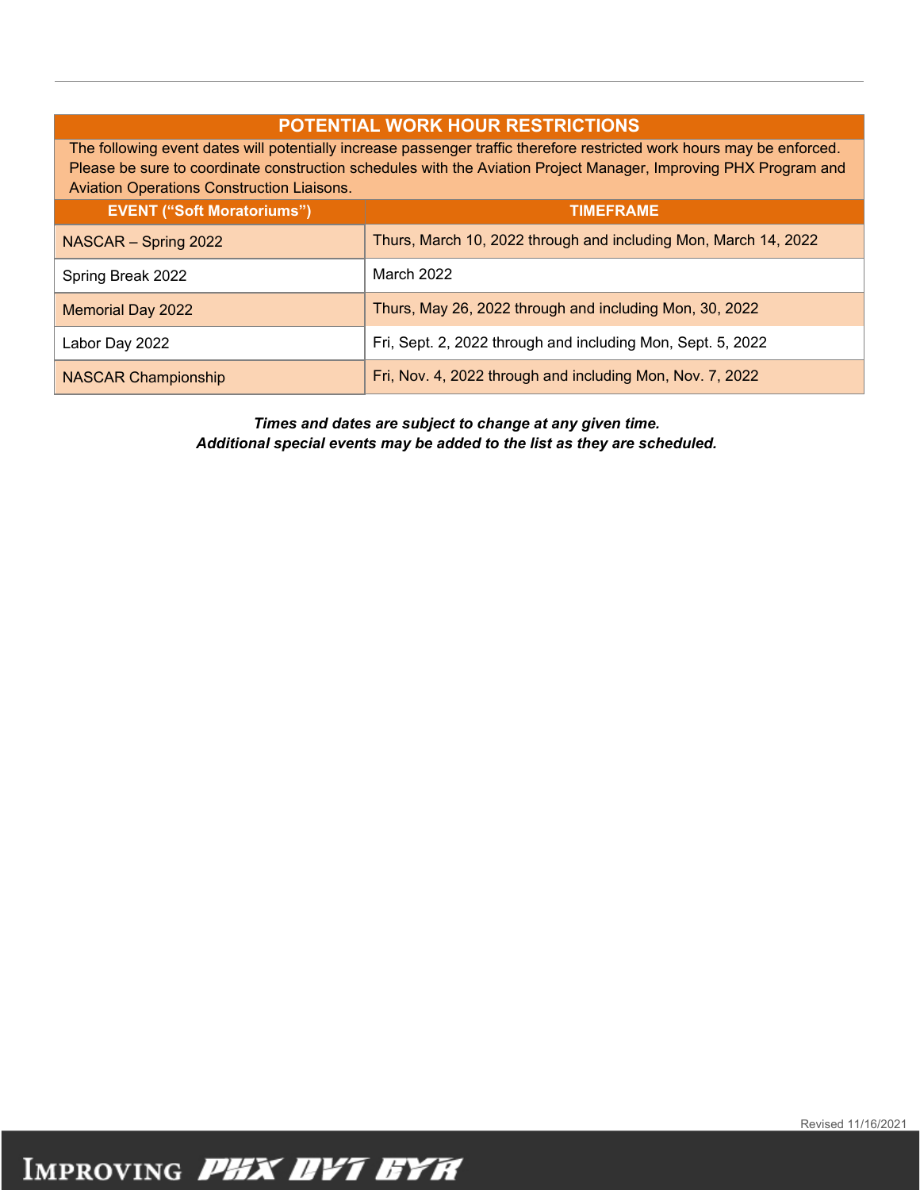## POTENTIAL WORK HOUR RESTRICTIONS

The following event dates will potentially increase passenger traffic therefore restricted work hours may be enforced. Please be sure to coordinate construction schedules with the Aviation Project Manager, Improving PHX Program and Aviation Operations Construction Liaisons.

| EVENT ("Soft Moratoriums") | TIMEFRAME |
| --- | --- |
| NASCAR – Spring 2022 | Thurs, March 10, 2022 through and including Mon, March 14, 2022 |
| Spring Break 2022 | March 2022 |
| Memorial Day 2022 | Thurs, May 26, 2022 through and including Mon, 30, 2022 |
| Labor Day 2022 | Fri, Sept. 2, 2022 through and including Mon, Sept. 5, 2022 |
| NASCAR Championship | Fri, Nov. 4, 2022 through and including Mon, Nov. 7, 2022 |

***Times and dates are subject to change at any given time.***
***Additional special events may be added to the list as they are scheduled.***

Revised 11/16/2021